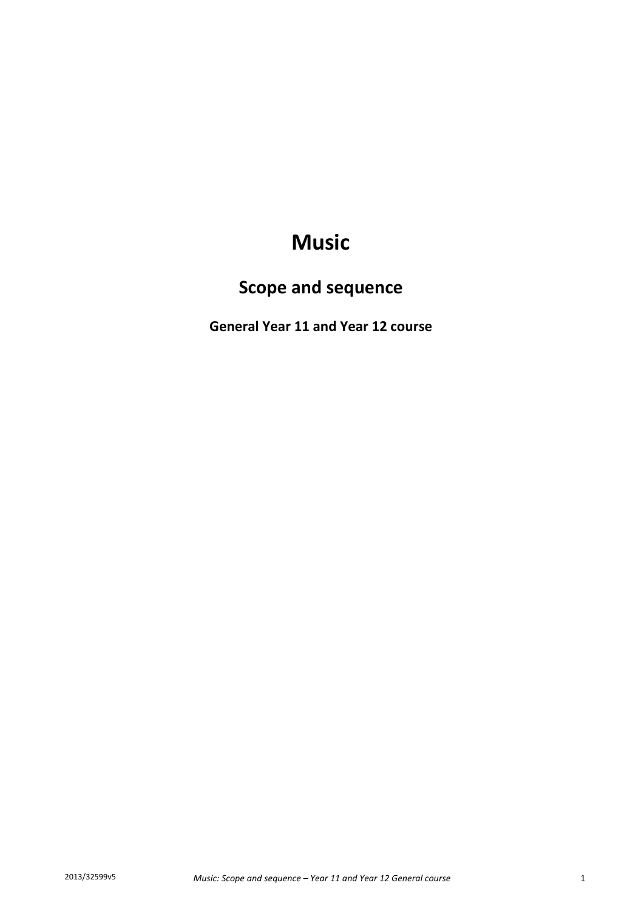# Music

## Scope and sequence

**General Year 11 and Year 12 course**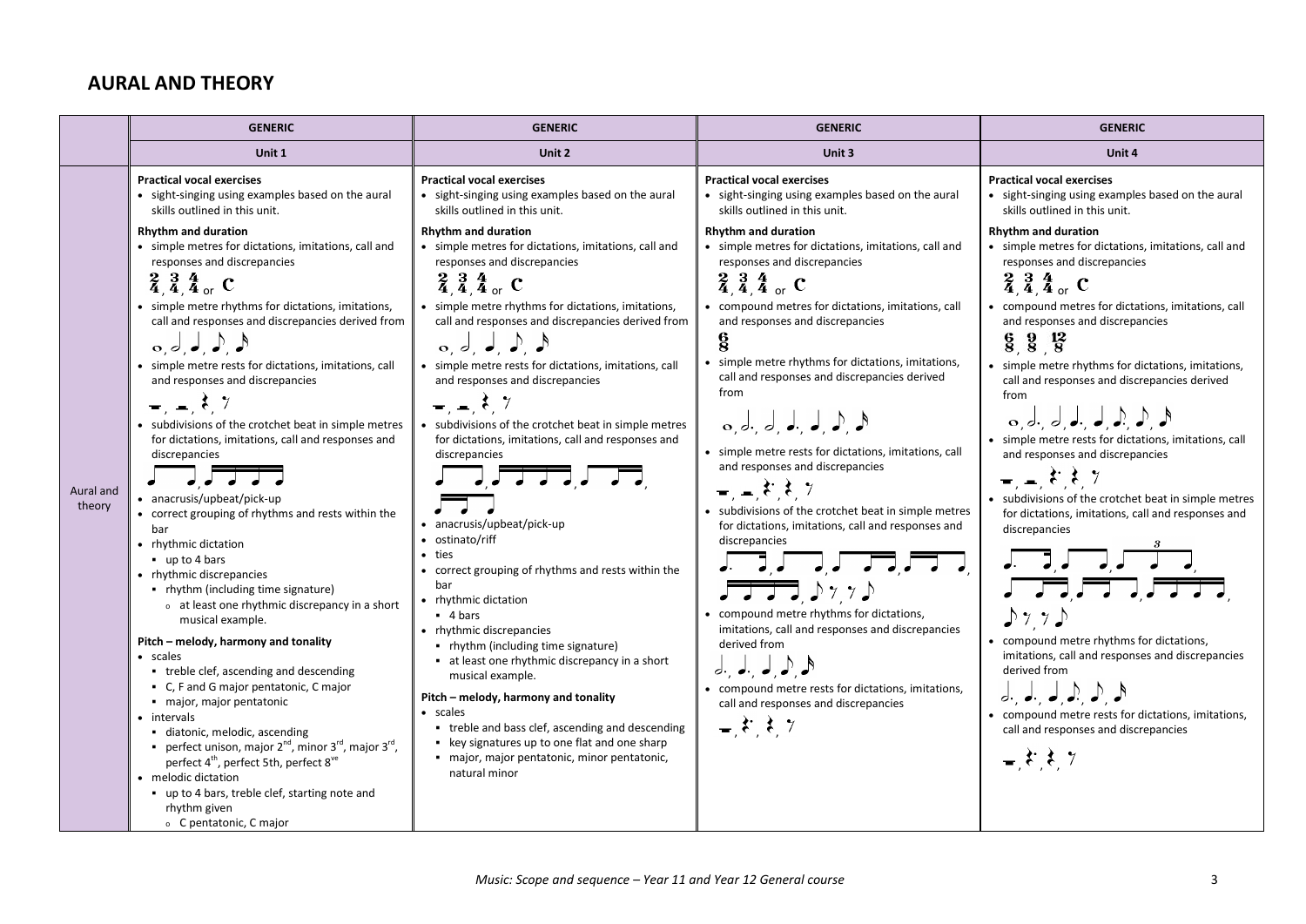## AURAL AND THEORY

| | GENERIC | GENERIC | GENERIC | GENERIC |
|---|---|---|---|---|
| | Unit 1 | Unit 2 | Unit 3 | Unit 4 |
| Aural and theory | **Practical vocal exercises**<br>• sight-singing using examples based on the aural skills outlined in this unit.<br>**Rhythm and duration**<br>• simple metres for dictations, imitations, call and responses and discrepancies<br>2/4, 3/4, 4/4 or C<br>• simple metre rhythms for dictations, imitations, call and responses and discrepancies derived from<br>𝅝, 𝅗𝅥, ♩, ♪, 𝅘𝅥𝅯<br>• simple metre rests for dictations, imitations, call and responses and discrepancies<br>𝄻, 𝄼, 𝄽, 𝄾<br>• subdivisions of the crotchet beat in simple metres for dictations, imitations, call and responses and discrepancies<br>♩, ♫, ♬♬<br>• anacrusis/upbeat/pick-up<br>• correct grouping of rhythms and rests within the bar<br>• rhythmic dictation<br>▪ up to 4 bars<br>• rhythmic discrepancies<br>▪ rhythm (including time signature)<br>◦ at least one rhythmic discrepancy in a short musical example.<br>**Pitch – melody, harmony and tonality**<br>• scales<br>▪ treble clef, ascending and descending<br>▪ C, F and G major pentatonic, C major<br>▪ major, major pentatonic<br>• intervals<br>▪ diatonic, melodic, ascending<br>▪ perfect unison, major 2nd, minor 3rd, major 3rd, perfect 4th, perfect 5th, perfect 8ve<br>• melodic dictation<br>▪ up to 4 bars, treble clef, starting note and rhythm given<br>◦ C pentatonic, C major | **Practical vocal exercises**<br>• sight-singing using examples based on the aural skills outlined in this unit.<br>**Rhythm and duration**<br>• simple metres for dictations, imitations, call and responses and discrepancies<br>2/4, 3/4, 4/4 or C<br>• simple metre rhythms for dictations, imitations, call and responses and discrepancies derived from<br>𝅝, 𝅗𝅥, ♩, ♪, 𝅘𝅥𝅯<br>• simple metre rests for dictations, imitations, call and responses and discrepancies<br>𝄻, 𝄼, 𝄽, 𝄾<br>• subdivisions of the crotchet beat in simple metres for dictations, imitations, call and responses and discrepancies<br>[rhythm notation]<br>• anacrusis/upbeat/pick-up<br>• ostinato/riff<br>• ties<br>• correct grouping of rhythms and rests within the bar<br>• rhythmic dictation<br>▪ 4 bars<br>• rhythmic discrepancies<br>▪ rhythm (including time signature)<br>▪ at least one rhythmic discrepancy in a short musical example.<br>**Pitch – melody, harmony and tonality**<br>• scales<br>▪ treble and bass clef, ascending and descending<br>▪ key signatures up to one flat and one sharp<br>▪ major, major pentatonic, minor pentatonic, natural minor | **Practical vocal exercises**<br>• sight-singing using examples based on the aural skills outlined in this unit.<br>**Rhythm and duration**<br>• simple metres for dictations, imitations, call and responses and discrepancies<br>2/4, 3/4, 4/4 or C<br>• compound metres for dictations, imitations, call and responses and discrepancies<br>6/8<br>• simple metre rhythms for dictations, imitations, call and responses and discrepancies derived from<br>[rhythm notation]<br>• simple metre rests for dictations, imitations, call and responses and discrepancies<br>[rest notation]<br>• subdivisions of the crotchet beat in simple metres for dictations, imitations, call and responses and discrepancies<br>[rhythm notation]<br>• compound metre rhythms for dictations, imitations, call and responses and discrepancies derived from<br>[rhythm notation]<br>• compound metre rests for dictations, imitations, call and responses and discrepancies<br>[rest notation] | **Practical vocal exercises**<br>• sight-singing using examples based on the aural skills outlined in this unit.<br>**Rhythm and duration**<br>• simple metres for dictations, imitations, call and responses and discrepancies<br>2/4, 3/4, 4/4 or C<br>• compound metres for dictations, imitations, call and responses and discrepancies<br>6/8, 9/8, 12/8<br>• simple metre rhythms for dictations, imitations, call and responses and discrepancies derived from<br>[rhythm notation]<br>• simple metre rests for dictations, imitations, call and responses and discrepancies<br>[rest notation]<br>• subdivisions of the crotchet beat in simple metres for dictations, imitations, call and responses and discrepancies<br>[rhythm notation]<br>• compound metre rhythms for dictations, imitations, call and responses and discrepancies derived from<br>[rhythm notation]<br>• compound metre rests for dictations, imitations, call and responses and discrepancies<br>[rest notation] |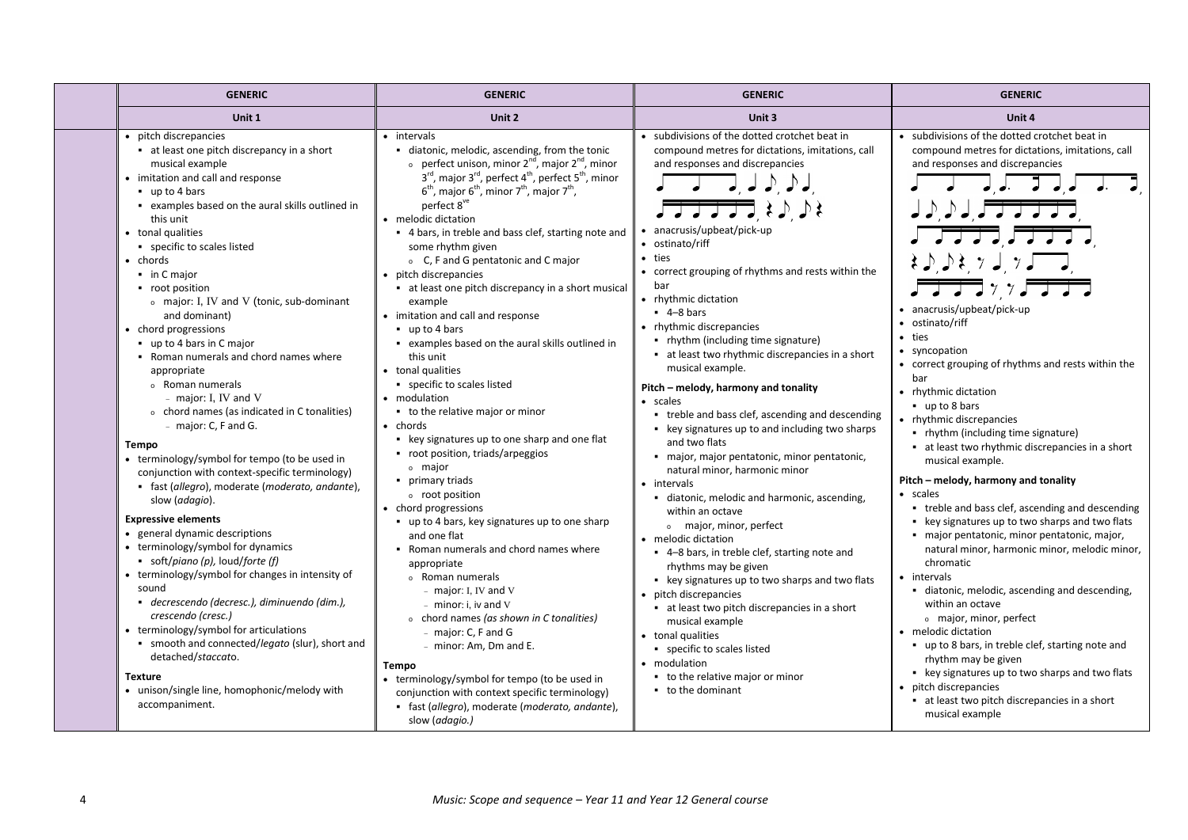| | GENERIC | GENERIC | GENERIC | GENERIC |
|---|---|---|---|---|
| | **Unit 1** | **Unit 2** | **Unit 3** | **Unit 4** |
| | • pitch discrepancies<br>▪ at least one pitch discrepancy in a short musical example<br>• imitation and call and response<br>▪ up to 4 bars<br>▪ examples based on the aural skills outlined in this unit<br>• tonal qualities<br>▪ specific to scales listed<br>• chords<br>▪ in C major<br>▪ root position<br>◦ major: I, IV and V (tonic, sub-dominant and dominant)<br>• chord progressions<br>▪ up to 4 bars in C major<br>▪ Roman numerals and chord names where appropriate<br>◦ Roman numerals<br>– major: I, IV and V<br>◦ chord names (as indicated in C tonalities)<br>– major: C, F and G.<br><br>**Tempo**<br>• terminology/symbol for tempo (to be used in conjunction with context-specific terminology)<br>▪ fast (*allegro*), moderate (*moderato, andante*), slow (*adagio*).<br><br>**Expressive elements**<br>• general dynamic descriptions<br>• terminology/symbol for dynamics<br>▪ soft/*piano (p),* loud/*forte (f)*<br>• terminology/symbol for changes in intensity of sound<br>▪ *decrescendo (decresc.), diminuendo (dim.), crescendo (cresc.)*<br>• terminology/symbol for articulations<br>▪ smooth and connected/*legato* (slur), short and detached/*staccato*.<br><br>**Texture**<br>• unison/single line, homophonic/melody with accompaniment. | • intervals<br>▪ diatonic, melodic, ascending, from the tonic<br>◦ perfect unison, minor 2nd, major 2nd, minor 3rd, major 3rd, perfect 4th, perfect 5th, minor 6th, major 6th, minor 7th, major 7th, perfect 8ve<br>• melodic dictation<br>▪ 4 bars, in treble and bass clef, starting note and some rhythm given<br>◦ C, F and G pentatonic and C major<br>• pitch discrepancies<br>▪ at least one pitch discrepancy in a short musical example<br>• imitation and call and response<br>▪ up to 4 bars<br>▪ examples based on the aural skills outlined in this unit<br>• tonal qualities<br>▪ specific to scales listed<br>• modulation<br>▪ to the relative major or minor<br>• chords<br>▪ key signatures up to one sharp and one flat<br>▪ root position, triads/arpeggios<br>◦ major<br>▪ primary triads<br>◦ root position<br>• chord progressions<br>▪ up to 4 bars, key signatures up to one sharp and one flat<br>▪ Roman numerals and chord names where appropriate<br>◦ Roman numerals<br>– major: I, IV and V<br>– minor: i, iv and V<br>◦ chord names *(as shown in C tonalities)*<br>– major: C, F and G<br>– minor: Am, Dm and E.<br><br>**Tempo**<br>• terminology/symbol for tempo (to be used in conjunction with context specific terminology)<br>▪ fast (*allegro*), moderate (*moderato, andante*), slow (*adagio.)* | • subdivisions of the dotted crotchet beat in compound metres for dictations, imitations, call and responses and discrepancies<br><br>• anacrusis/upbeat/pick-up<br>• ostinato/riff<br>• ties<br>• correct grouping of rhythms and rests within the bar<br>• rhythmic dictation<br>▪ 4–8 bars<br>• rhythmic discrepancies<br>▪ rhythm (including time signature)<br>▪ at least two rhythmic discrepancies in a short musical example.<br><br>**Pitch – melody, harmony and tonality**<br>• scales<br>▪ treble and bass clef, ascending and descending<br>▪ key signatures up to and including two sharps and two flats<br>▪ major, major pentatonic, minor pentatonic, natural minor, harmonic minor<br>• intervals<br>▪ diatonic, melodic and harmonic, ascending, within an octave<br>◦ major, minor, perfect<br>• melodic dictation<br>▪ 4–8 bars, in treble clef, starting note and rhythms may be given<br>▪ key signatures up to two sharps and two flats<br>• pitch discrepancies<br>▪ at least two pitch discrepancies in a short musical example<br>• tonal qualities<br>▪ specific to scales listed<br>• modulation<br>▪ to the relative major or minor<br>▪ to the dominant | • subdivisions of the dotted crotchet beat in compound metres for dictations, imitations, call and responses and discrepancies<br><br>• anacrusis/upbeat/pick-up<br>• ostinato/riff<br>• ties<br>• syncopation<br>• correct grouping of rhythms and rests within the bar<br>• rhythmic dictation<br>▪ up to 8 bars<br>• rhythmic discrepancies<br>▪ rhythm (including time signature)<br>▪ at least two rhythmic discrepancies in a short musical example.<br><br>**Pitch – melody, harmony and tonality**<br>• scales<br>▪ treble and bass clef, ascending and descending<br>▪ key signatures up to two sharps and two flats<br>▪ major pentatonic, minor pentatonic, major, natural minor, harmonic minor, melodic minor, chromatic<br>• intervals<br>▪ diatonic, melodic, ascending and descending, within an octave<br>◦ major, minor, perfect<br>• melodic dictation<br>▪ up to 8 bars, in treble clef, starting note and rhythm may be given<br>▪ key signatures up to two sharps and two flats<br>• pitch discrepancies<br>▪ at least two pitch discrepancies in a short musical example |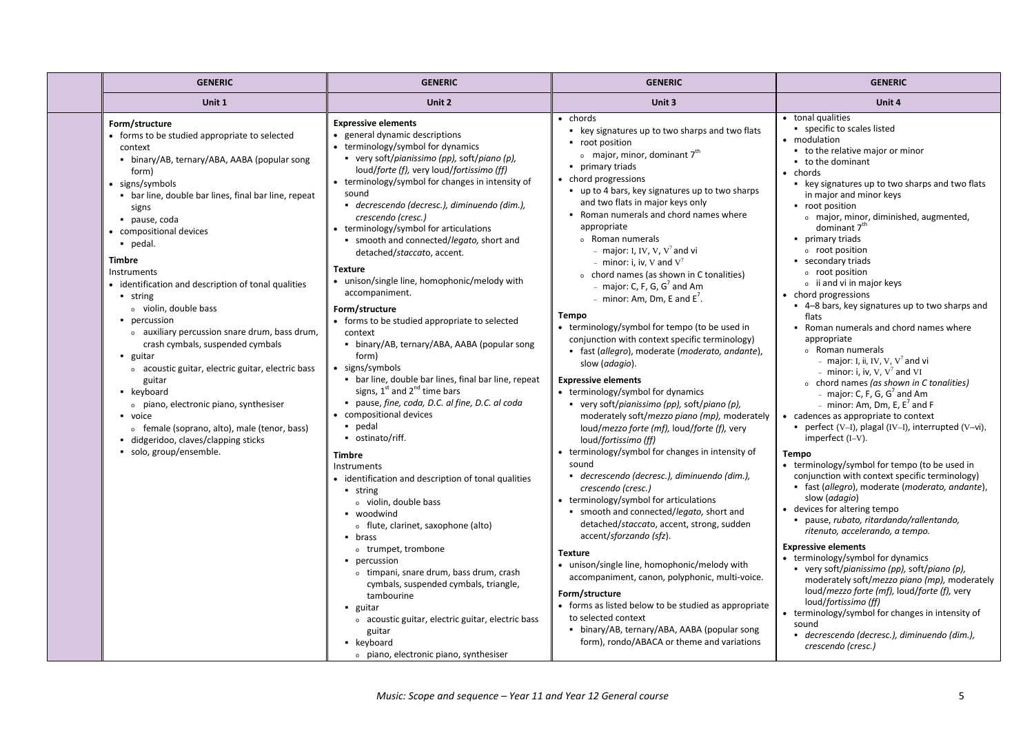| | GENERIC | GENERIC | GENERIC | GENERIC |
|---|---|---|---|---|
| | **Unit 1** | **Unit 2** | **Unit 3** | **Unit 4** |
| | **Form/structure**<br>• forms to be studied appropriate to selected context<br>▪ binary/AB, ternary/ABA, AABA (popular song form)<br>• signs/symbols<br>▪ bar line, double bar lines, final bar line, repeat signs<br>▪ pause, coda<br>• compositional devices<br>▪ pedal.<br>**Timbre**<br>Instruments<br>• identification and description of tonal qualities<br>▪ string<br>◦ violin, double bass<br>▪ percussion<br>◦ auxiliary percussion snare drum, bass drum, crash cymbals, suspended cymbals<br>▪ guitar<br>◦ acoustic guitar, electric guitar, electric bass guitar<br>▪ keyboard<br>◦ piano, electronic piano, synthesiser<br>▪ voice<br>◦ female (soprano, alto), male (tenor, bass)<br>▪ didgeridoo, claves/clapping sticks<br>▪ solo, group/ensemble. | **Expressive elements**<br>• general dynamic descriptions<br>• terminology/symbol for dynamics<br>▪ very soft/*pianissimo (pp),* soft/*piano (p),* loud/*forte (f),* very loud/*fortissimo (ff)*<br>• terminology/symbol for changes in intensity of sound<br>▪ *decrescendo (decresc.), diminuendo (dim.), crescendo (cresc.)*<br>• terminology/symbol for articulations<br>▪ smooth and connected/*legato,* short and detached/*staccato*, accent.<br>**Texture**<br>• unison/single line, homophonic/melody with accompaniment.<br>**Form/structure**<br>• forms to be studied appropriate to selected context<br>▪ binary/AB, ternary/ABA, AABA (popular song form)<br>• signs/symbols<br>▪ bar line, double bar lines, final bar line, repeat signs, 1st and 2nd time bars<br>▪ pause, *fine, coda, D.C. al fine, D.C. al coda*<br>• compositional devices<br>▪ pedal<br>▪ ostinato/riff.<br>**Timbre**<br>Instruments<br>• identification and description of tonal qualities<br>▪ string<br>◦ violin, double bass<br>▪ woodwind<br>◦ flute, clarinet, saxophone (alto)<br>▪ brass<br>◦ trumpet, trombone<br>▪ percussion<br>◦ timpani, snare drum, bass drum, crash cymbals, suspended cymbals, triangle, tambourine<br>▪ guitar<br>◦ acoustic guitar, electric guitar, electric bass guitar<br>▪ keyboard<br>◦ piano, electronic piano, synthesiser | • chords<br>▪ key signatures up to two sharps and two flats<br>▪ root position<br>◦ major, minor, dominant 7th<br>▪ primary triads<br>• chord progressions<br>▪ up to 4 bars, key signatures up to two sharps and two flats in major keys only<br>▪ Roman numerals and chord names where appropriate<br>◦ Roman numerals<br>– major: I, IV, V, $V^7$ and vi<br>– minor: i, iv, V and $V^7$<br>◦ chord names (as shown in C tonalities)<br>– major: C, F, G, $G^7$ and Am<br>– minor: Am, Dm, E and $E^7$.<br>**Tempo**<br>• terminology/symbol for tempo (to be used in conjunction with context specific terminology)<br>▪ fast (*allegro*), moderate (*moderato, andante*), slow (*adagio*).<br>**Expressive elements**<br>• terminology/symbol for dynamics<br>▪ very soft/*pianissimo (pp),* soft/*piano (p),* moderately soft/*mezzo piano (mp),* moderately loud/*mezzo forte (mf),* loud/*forte (f),* very loud/*fortissimo (ff)*<br>• terminology/symbol for changes in intensity of sound<br>▪ *decrescendo (decresc.), diminuendo (dim.), crescendo (cresc.)*<br>• terminology/symbol for articulations<br>▪ smooth and connected/*legato,* short and detached/*staccato*, accent, strong, sudden accent/*sforzando (sfz*).<br>**Texture**<br>• unison/single line, homophonic/melody with accompaniment, canon, polyphonic, multi-voice.<br>**Form/structure**<br>• forms as listed below to be studied as appropriate to selected context<br>▪ binary/AB, ternary/ABA, AABA (popular song form), rondo/ABACA or theme and variations | • tonal qualities<br>▪ specific to scales listed<br>• modulation<br>▪ to the relative major or minor<br>▪ to the dominant<br>• chords<br>▪ key signatures up to two sharps and two flats in major and minor keys<br>▪ root position<br>◦ major, minor, diminished, augmented, dominant 7th<br>▪ primary triads<br>◦ root position<br>▪ secondary triads<br>◦ root position<br>◦ ii and vi in major keys<br>• chord progressions<br>▪ 4–8 bars, key signatures up to two sharps and flats<br>▪ Roman numerals and chord names where appropriate<br>◦ Roman numerals<br>– major: I, ii, IV, V, $V^7$ and vi<br>– minor: i, iv, V, $V^7$ and VI<br>◦ chord names *(as shown in C tonalities)*<br>– major: C, F, G, $G^7$ and Am<br>– minor: Am, Dm, E, $E^7$ and F<br>• cadences as appropriate to context<br>▪ perfect (V–I), plagal (IV–I), interrupted (V–vi), imperfect (I–V).<br>**Tempo**<br>• terminology/symbol for tempo (to be used in conjunction with context specific terminology)<br>▪ fast (*allegro*), moderate (*moderato, andante*), slow (*adagio*)<br>• devices for altering tempo<br>▪ pause, *rubato, ritardando/rallentando, ritenuto, accelerando, a tempo.*<br>**Expressive elements**<br>• terminology/symbol for dynamics<br>▪ very soft/*pianissimo (pp),* soft/*piano (p),* moderately soft/*mezzo piano (mp),* moderately loud/*mezzo forte (mf),* loud/*forte (f),* very loud/*fortissimo (ff)*<br>• terminology/symbol for changes in intensity of sound<br>▪ *decrescendo (decresc.), diminuendo (dim.), crescendo (cresc.)* |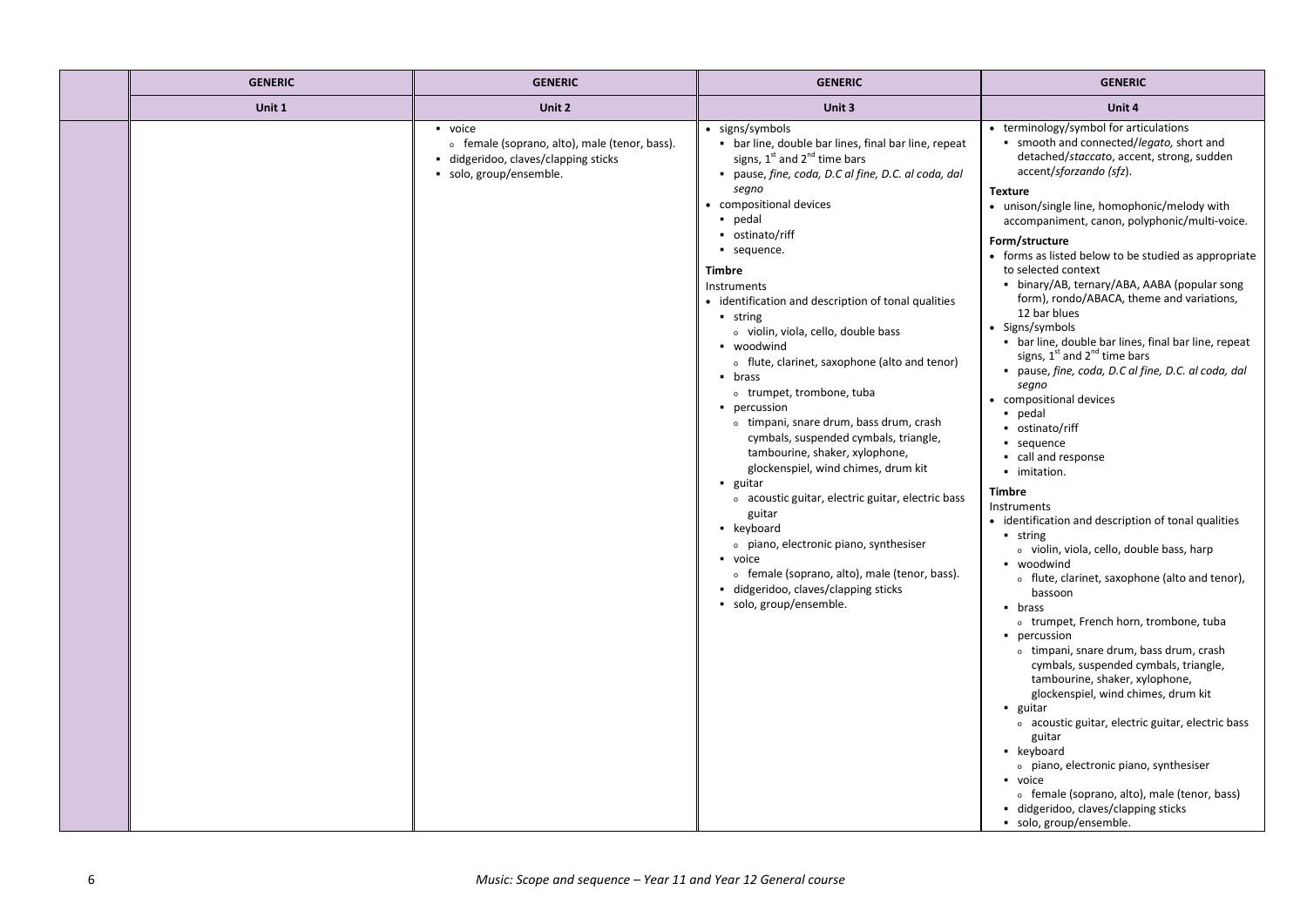| | GENERIC | GENERIC | GENERIC | GENERIC |
|---|---|---|---|---|
| | Unit 1 | Unit 2 | Unit 3 | Unit 4 |
| | | ▪ voice<br>  ◦ female (soprano, alto), male (tenor, bass).<br>▪ didgeridoo, claves/clapping sticks<br>▪ solo, group/ensemble. | • signs/symbols<br>  ▪ bar line, double bar lines, final bar line, repeat signs, 1st and 2nd time bars<br>  ▪ pause, *fine, coda, D.C al fine, D.C. al coda, dal segno*<br>• compositional devices<br>  ▪ pedal<br>  ▪ ostinato/riff<br>  ▪ sequence.<br><br>**Timbre**<br>Instruments<br>• identification and description of tonal qualities<br>  ▪ string<br>    ◦ violin, viola, cello, double bass<br>  ▪ woodwind<br>    ◦ flute, clarinet, saxophone (alto and tenor)<br>  ▪ brass<br>    ◦ trumpet, trombone, tuba<br>  ▪ percussion<br>    ◦ timpani, snare drum, bass drum, crash cymbals, suspended cymbals, triangle, tambourine, shaker, xylophone, glockenspiel, wind chimes, drum kit<br>  ▪ guitar<br>    ◦ acoustic guitar, electric guitar, electric bass guitar<br>  ▪ keyboard<br>    ◦ piano, electronic piano, synthesiser<br>  ▪ voice<br>    ◦ female (soprano, alto), male (tenor, bass).<br>  ▪ didgeridoo, claves/clapping sticks<br>  ▪ solo, group/ensemble. | • terminology/symbol for articulations<br>  ▪ smooth and connected/*legato,* short and detached/*staccato*, accent, strong, sudden accent/*sforzando (sfz*).<br><br>**Texture**<br>• unison/single line, homophonic/melody with accompaniment, canon, polyphonic/multi-voice.<br><br>**Form/structure**<br>• forms as listed below to be studied as appropriate to selected context<br>  ▪ binary/AB, ternary/ABA, AABA (popular song form), rondo/ABACA, theme and variations, 12 bar blues<br>• Signs/symbols<br>  ▪ bar line, double bar lines, final bar line, repeat signs, 1st and 2nd time bars<br>  ▪ pause, *fine, coda, D.C al fine, D.C. al coda, dal segno*<br>• compositional devices<br>  ▪ pedal<br>  ▪ ostinato/riff<br>  ▪ sequence<br>  ▪ call and response<br>  ▪ imitation.<br><br>**Timbre**<br>Instruments<br>• identification and description of tonal qualities<br>  ▪ string<br>    ◦ violin, viola, cello, double bass, harp<br>  ▪ woodwind<br>    ◦ flute, clarinet, saxophone (alto and tenor), bassoon<br>  ▪ brass<br>    ◦ trumpet, French horn, trombone, tuba<br>  ▪ percussion<br>    ◦ timpani, snare drum, bass drum, crash cymbals, suspended cymbals, triangle, tambourine, shaker, xylophone, glockenspiel, wind chimes, drum kit<br>  ▪ guitar<br>    ◦ acoustic guitar, electric guitar, electric bass guitar<br>  ▪ keyboard<br>    ◦ piano, electronic piano, synthesiser<br>  ▪ voice<br>    ◦ female (soprano, alto), male (tenor, bass)<br>  ▪ didgeridoo, claves/clapping sticks<br>  ▪ solo, group/ensemble. |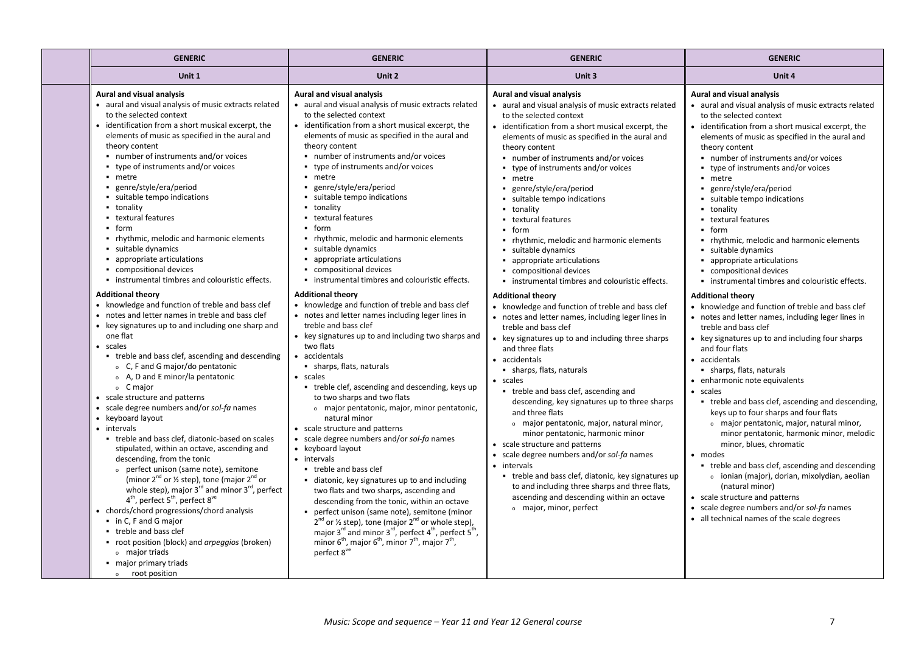| | GENERIC | GENERIC | GENERIC | GENERIC |
|---|---|---|---|---|
| | **Unit 1** | **Unit 2** | **Unit 3** | **Unit 4** |
| | **Aural and visual analysis**<br>• aural and visual analysis of music extracts related to the selected context<br>• identification from a short musical excerpt, the elements of music as specified in the aural and theory content<br>&nbsp;&nbsp;▪ number of instruments and/or voices<br>&nbsp;&nbsp;▪ type of instruments and/or voices<br>&nbsp;&nbsp;▪ metre<br>&nbsp;&nbsp;▪ genre/style/era/period<br>&nbsp;&nbsp;▪ suitable tempo indications<br>&nbsp;&nbsp;▪ tonality<br>&nbsp;&nbsp;▪ textural features<br>&nbsp;&nbsp;▪ form<br>&nbsp;&nbsp;▪ rhythmic, melodic and harmonic elements<br>&nbsp;&nbsp;▪ suitable dynamics<br>&nbsp;&nbsp;▪ appropriate articulations<br>&nbsp;&nbsp;▪ compositional devices<br>&nbsp;&nbsp;▪ instrumental timbres and colouristic effects.<br><br>**Additional theory**<br>• knowledge and function of treble and bass clef<br>• notes and letter names in treble and bass clef<br>• key signatures up to and including one sharp and one flat<br>• scales<br>&nbsp;&nbsp;▪ treble and bass clef, ascending and descending<br>&nbsp;&nbsp;&nbsp;&nbsp;◦ C, F and G major/do pentatonic<br>&nbsp;&nbsp;&nbsp;&nbsp;◦ A, D and E minor/la pentatonic<br>&nbsp;&nbsp;&nbsp;&nbsp;◦ C major<br>• scale structure and patterns<br>• scale degree numbers and/or *sol-fa* names<br>• keyboard layout<br>• intervals<br>&nbsp;&nbsp;▪ treble and bass clef, diatonic-based on scales stipulated, within an octave, ascending and descending, from the tonic<br>&nbsp;&nbsp;&nbsp;&nbsp;◦ perfect unison (same note), semitone (minor 2nd or ½ step), tone (major 2nd or whole step), major 3rd and minor 3rd, perfect 4th, perfect 5th, perfect 8ve<br>• chords/chord progressions/chord analysis<br>&nbsp;&nbsp;▪ in C, F and G major<br>&nbsp;&nbsp;▪ treble and bass clef<br>&nbsp;&nbsp;▪ root position (block) and *arpeggios* (broken)<br>&nbsp;&nbsp;&nbsp;&nbsp;◦ major triads<br>&nbsp;&nbsp;▪ major primary triads<br>&nbsp;&nbsp;&nbsp;&nbsp;◦ root position | **Aural and visual analysis**<br>• aural and visual analysis of music extracts related to the selected context<br>• identification from a short musical excerpt, the elements of music as specified in the aural and theory content<br>&nbsp;&nbsp;▪ number of instruments and/or voices<br>&nbsp;&nbsp;▪ type of instruments and/or voices<br>&nbsp;&nbsp;▪ metre<br>&nbsp;&nbsp;▪ genre/style/era/period<br>&nbsp;&nbsp;▪ suitable tempo indications<br>&nbsp;&nbsp;▪ tonality<br>&nbsp;&nbsp;▪ textural features<br>&nbsp;&nbsp;▪ form<br>&nbsp;&nbsp;▪ rhythmic, melodic and harmonic elements<br>&nbsp;&nbsp;▪ suitable dynamics<br>&nbsp;&nbsp;▪ appropriate articulations<br>&nbsp;&nbsp;▪ compositional devices<br>&nbsp;&nbsp;▪ instrumental timbres and colouristic effects.<br><br>**Additional theory**<br>• knowledge and function of treble and bass clef<br>• notes and letter names including leger lines in treble and bass clef<br>• key signatures up to and including two sharps and two flats<br>• accidentals<br>&nbsp;&nbsp;▪ sharps, flats, naturals<br>• scales<br>&nbsp;&nbsp;▪ treble clef, ascending and descending, keys up to two sharps and two flats<br>&nbsp;&nbsp;&nbsp;&nbsp;◦ major pentatonic, major, minor pentatonic, natural minor<br>• scale structure and patterns<br>• scale degree numbers and/or *sol-fa* names<br>• keyboard layout<br>• intervals<br>&nbsp;&nbsp;▪ treble and bass clef<br>&nbsp;&nbsp;▪ diatonic, key signatures up to and including two flats and two sharps, ascending and descending from the tonic, within an octave<br>&nbsp;&nbsp;▪ perfect unison (same note), semitone (minor 2nd or ½ step), tone (major 2nd or whole step), major 3rd and minor 3rd, perfect 4th, perfect 5th, minor 6th, major 6th, minor 7th, major 7th, perfect 8ve | **Aural and visual analysis**<br>• aural and visual analysis of music extracts related to the selected context<br>• identification from a short musical excerpt, the elements of music as specified in the aural and theory content<br>&nbsp;&nbsp;▪ number of instruments and/or voices<br>&nbsp;&nbsp;▪ type of instruments and/or voices<br>&nbsp;&nbsp;▪ metre<br>&nbsp;&nbsp;▪ genre/style/era/period<br>&nbsp;&nbsp;▪ suitable tempo indications<br>&nbsp;&nbsp;▪ tonality<br>&nbsp;&nbsp;▪ textural features<br>&nbsp;&nbsp;▪ form<br>&nbsp;&nbsp;▪ rhythmic, melodic and harmonic elements<br>&nbsp;&nbsp;▪ suitable dynamics<br>&nbsp;&nbsp;▪ appropriate articulations<br>&nbsp;&nbsp;▪ compositional devices<br>&nbsp;&nbsp;▪ instrumental timbres and colouristic effects.<br><br>**Additional theory**<br>• knowledge and function of treble and bass clef<br>• notes and letter names, including leger lines in treble and bass clef<br>• key signatures up to and including three sharps and three flats<br>• accidentals<br>&nbsp;&nbsp;▪ sharps, flats, naturals<br>• scales<br>&nbsp;&nbsp;▪ treble and bass clef, ascending and descending, key signatures up to three sharps and three flats<br>&nbsp;&nbsp;&nbsp;&nbsp;◦ major pentatonic, major, natural minor, minor pentatonic, harmonic minor<br>• scale structure and patterns<br>• scale degree numbers and/or *sol-fa* names<br>• intervals<br>&nbsp;&nbsp;▪ treble and bass clef, diatonic, key signatures up to and including three sharps and three flats, ascending and descending within an octave<br>&nbsp;&nbsp;&nbsp;&nbsp;◦ major, minor, perfect | **Aural and visual analysis**<br>• aural and visual analysis of music extracts related to the selected context<br>• identification from a short musical excerpt, the elements of music as specified in the aural and theory content<br>&nbsp;&nbsp;▪ number of instruments and/or voices<br>&nbsp;&nbsp;▪ type of instruments and/or voices<br>&nbsp;&nbsp;▪ metre<br>&nbsp;&nbsp;▪ genre/style/era/period<br>&nbsp;&nbsp;▪ suitable tempo indications<br>&nbsp;&nbsp;▪ tonality<br>&nbsp;&nbsp;▪ textural features<br>&nbsp;&nbsp;▪ form<br>&nbsp;&nbsp;▪ rhythmic, melodic and harmonic elements<br>&nbsp;&nbsp;▪ suitable dynamics<br>&nbsp;&nbsp;▪ appropriate articulations<br>&nbsp;&nbsp;▪ compositional devices<br>&nbsp;&nbsp;▪ instrumental timbres and colouristic effects.<br><br>**Additional theory**<br>• knowledge and function of treble and bass clef<br>• notes and letter names, including leger lines in treble and bass clef<br>• key signatures up to and including four sharps and four flats<br>• accidentals<br>&nbsp;&nbsp;▪ sharps, flats, naturals<br>• enharmonic note equivalents<br>• scales<br>&nbsp;&nbsp;▪ treble and bass clef, ascending and descending, keys up to four sharps and four flats<br>&nbsp;&nbsp;&nbsp;&nbsp;◦ major pentatonic, major, natural minor, minor pentatonic, harmonic minor, melodic minor, blues, chromatic<br>• modes<br>&nbsp;&nbsp;▪ treble and bass clef, ascending and descending<br>&nbsp;&nbsp;&nbsp;&nbsp;◦ ionian (major), dorian, mixolydian, aeolian (natural minor)<br>• scale structure and patterns<br>• scale degree numbers and/or *sol-fa* names<br>• all technical names of the scale degrees |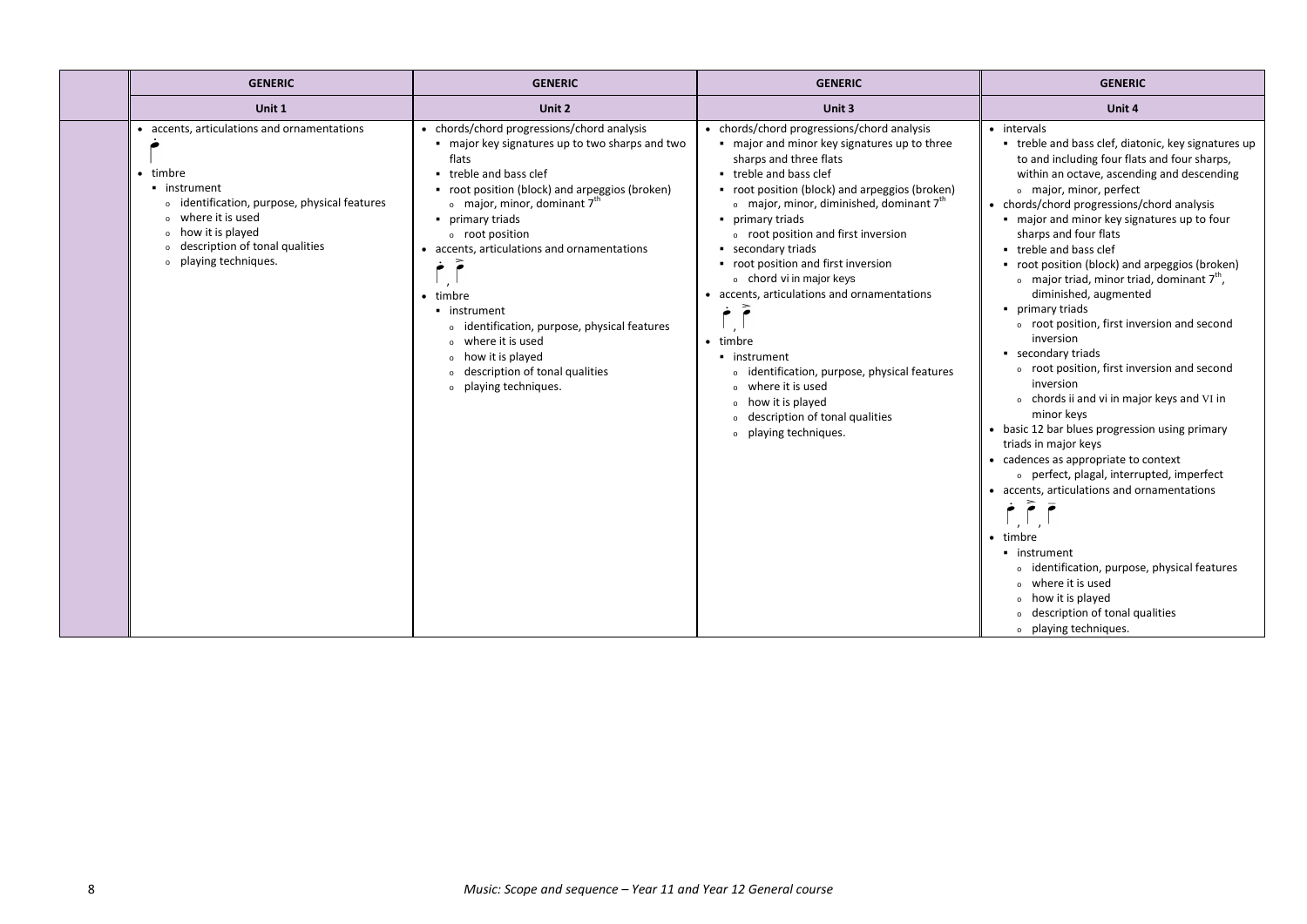| | GENERIC | GENERIC | GENERIC | GENERIC |
|---|---|---|---|---|
| | **Unit 1** | **Unit 2** | **Unit 3** | **Unit 4** |
| | • accents, articulations and ornamentations<br>• timbre<br>▪ instrument<br>◦ identification, purpose, physical features<br>◦ where it is used<br>◦ how it is played<br>◦ description of tonal qualities<br>◦ playing techniques. | • chords/chord progressions/chord analysis<br>▪ major key signatures up to two sharps and two flats<br>▪ treble and bass clef<br>▪ root position (block) and arpeggios (broken)<br>◦ major, minor, dominant 7th<br>▪ primary triads<br>◦ root position<br>• accents, articulations and ornamentations<br>• timbre<br>▪ instrument<br>◦ identification, purpose, physical features<br>◦ where it is used<br>◦ how it is played<br>◦ description of tonal qualities<br>◦ playing techniques. | • chords/chord progressions/chord analysis<br>▪ major and minor key signatures up to three sharps and three flats<br>▪ treble and bass clef<br>▪ root position (block) and arpeggios (broken)<br>◦ major, minor, diminished, dominant 7th<br>▪ primary triads<br>◦ root position and first inversion<br>▪ secondary triads<br>▪ root position and first inversion<br>◦ chord vi in major keys<br>• accents, articulations and ornamentations<br>• timbre<br>▪ instrument<br>◦ identification, purpose, physical features<br>◦ where it is used<br>◦ how it is played<br>◦ description of tonal qualities<br>◦ playing techniques. | • intervals<br>▪ treble and bass clef, diatonic, key signatures up to and including four flats and four sharps, within an octave, ascending and descending<br>◦ major, minor, perfect<br>• chords/chord progressions/chord analysis<br>▪ major and minor key signatures up to four sharps and four flats<br>▪ treble and bass clef<br>▪ root position (block) and arpeggios (broken)<br>◦ major triad, minor triad, dominant 7th, diminished, augmented<br>▪ primary triads<br>◦ root position, first inversion and second inversion<br>▪ secondary triads<br>◦ root position, first inversion and second inversion<br>◦ chords ii and vi in major keys and VI in minor keys<br>• basic 12 bar blues progression using primary triads in major keys<br>• cadences as appropriate to context<br>◦ perfect, plagal, interrupted, imperfect<br>• accents, articulations and ornamentations<br>• timbre<br>▪ instrument<br>◦ identification, purpose, physical features<br>◦ where it is used<br>◦ how it is played<br>◦ description of tonal qualities<br>◦ playing techniques. |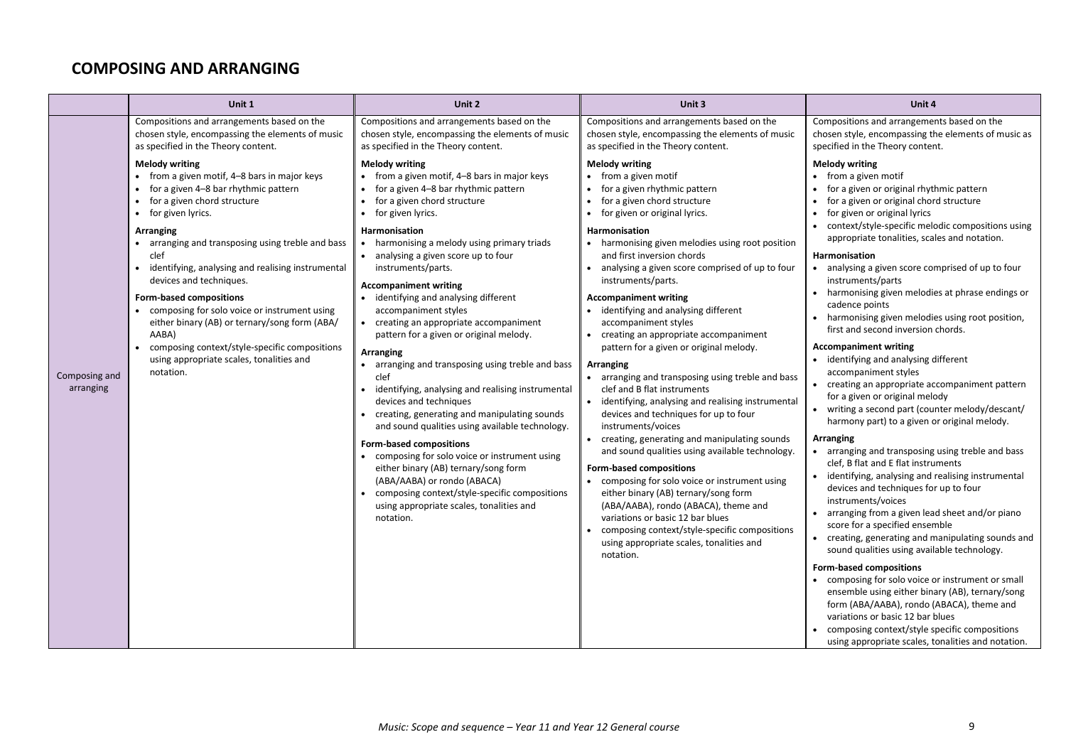## COMPOSING AND ARRANGING

| | Unit 1 | Unit 2 | Unit 3 | Unit 4 |
|---|---|---|---|---|
| Composing and arranging | Compositions and arrangements based on the chosen style, encompassing the elements of music as specified in the Theory content.<br><br>**Melody writing**<br>• from a given motif, 4–8 bars in major keys<br>• for a given 4–8 bar rhythmic pattern<br>• for a given chord structure<br>• for given lyrics.<br><br>**Arranging**<br>• arranging and transposing using treble and bass clef<br>• identifying, analysing and realising instrumental devices and techniques.<br><br>**Form-based compositions**<br>• composing for solo voice or instrument using either binary (AB) or ternary/song form (ABA/AABA)<br>• composing context/style-specific compositions using appropriate scales, tonalities and notation. | Compositions and arrangements based on the chosen style, encompassing the elements of music as specified in the Theory content.<br><br>**Melody writing**<br>• from a given motif, 4–8 bars in major keys<br>• for a given 4–8 bar rhythmic pattern<br>• for a given chord structure<br>• for given lyrics.<br><br>**Harmonisation**<br>• harmonising a melody using primary triads<br>• analysing a given score up to four instruments/parts.<br><br>**Accompaniment writing**<br>• identifying and analysing different accompaniment styles<br>• creating an appropriate accompaniment pattern for a given or original melody.<br><br>**Arranging**<br>• arranging and transposing using treble and bass clef<br>• identifying, analysing and realising instrumental devices and techniques<br>• creating, generating and manipulating sounds and sound qualities using available technology.<br><br>**Form-based compositions**<br>• composing for solo voice or instrument using either binary (AB) ternary/song form (ABA/AABA) or rondo (ABACA)<br>• composing context/style-specific compositions using appropriate scales, tonalities and notation. | Compositions and arrangements based on the chosen style, encompassing the elements of music as specified in the Theory content.<br><br>**Melody writing**<br>• from a given motif<br>• for a given rhythmic pattern<br>• for a given chord structure<br>• for given or original lyrics.<br><br>**Harmonisation**<br>• harmonising given melodies using root position and first inversion chords<br>• analysing a given score comprised of up to four instruments/parts.<br><br>**Accompaniment writing**<br>• identifying and analysing different accompaniment styles<br>• creating an appropriate accompaniment pattern for a given or original melody.<br><br>**Arranging**<br>• arranging and transposing using treble and bass clef and B flat instruments<br>• identifying, analysing and realising instrumental devices and techniques for up to four instruments/voices<br>• creating, generating and manipulating sounds and sound qualities using available technology.<br><br>**Form-based compositions**<br>• composing for solo voice or instrument using either binary (AB) ternary/song form (ABA/AABA), rondo (ABACA), theme and variations or basic 12 bar blues<br>• composing context/style-specific compositions using appropriate scales, tonalities and notation. | Compositions and arrangements based on the chosen style, encompassing the elements of music as specified in the Theory content.<br><br>**Melody writing**<br>• from a given motif<br>• for a given or original rhythmic pattern<br>• for a given or original chord structure<br>• for given or original lyrics<br>• context/style-specific melodic compositions using appropriate tonalities, scales and notation.<br><br>**Harmonisation**<br>• analysing a given score comprised of up to four instruments/parts<br>• harmonising given melodies at phrase endings or cadence points<br>• harmonising given melodies using root position, first and second inversion chords.<br><br>**Accompaniment writing**<br>• identifying and analysing different accompaniment styles<br>• creating an appropriate accompaniment pattern for a given or original melody<br>• writing a second part (counter melody/descant/ harmony part) to a given or original melody.<br><br>**Arranging**<br>• arranging and transposing using treble and bass clef, B flat and E flat instruments<br>• identifying, analysing and realising instrumental devices and techniques for up to four instruments/voices<br>• arranging from a given lead sheet and/or piano score for a specified ensemble<br>• creating, generating and manipulating sounds and sound qualities using available technology.<br><br>**Form-based compositions**<br>• composing for solo voice or instrument or small ensemble using either binary (AB), ternary/song form (ABA/AABA), rondo (ABACA), theme and variations or basic 12 bar blues<br>• composing context/style specific compositions using appropriate scales, tonalities and notation. |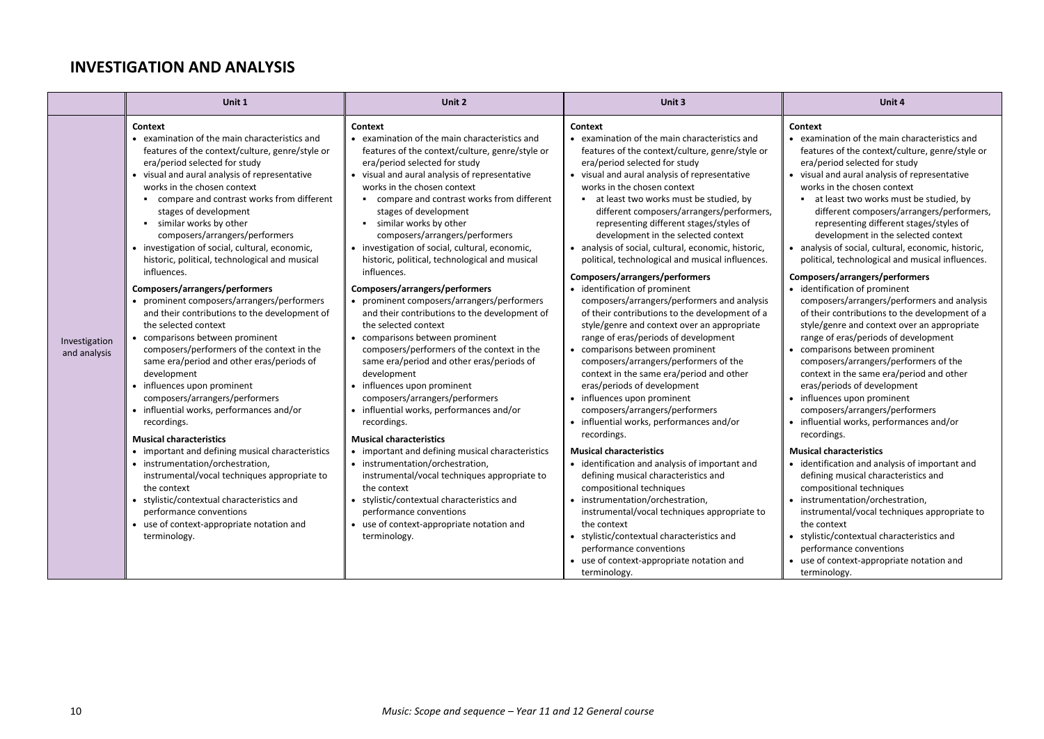## INVESTIGATION AND ANALYSIS

| | Unit 1 | Unit 2 | Unit 3 | Unit 4 |
|---|---|---|---|---|
| Investigation and analysis | **Context**<br>• examination of the main characteristics and features of the context/culture, genre/style or era/period selected for study<br>• visual and aural analysis of representative works in the chosen context<br>&nbsp;&nbsp;▪ compare and contrast works from different stages of development<br>&nbsp;&nbsp;▪ similar works by other composers/arrangers/performers<br>• investigation of social, cultural, economic, historic, political, technological and musical influences.<br><br>**Composers/arrangers/performers**<br>• prominent composers/arrangers/performers and their contributions to the development of the selected context<br>• comparisons between prominent composers/performers of the context in the same era/period and other eras/periods of development<br>• influences upon prominent composers/arrangers/performers<br>• influential works, performances and/or recordings.<br><br>**Musical characteristics**<br>• important and defining musical characteristics<br>• instrumentation/orchestration, instrumental/vocal techniques appropriate to the context<br>• stylistic/contextual characteristics and performance conventions<br>• use of context-appropriate notation and terminology. | **Context**<br>• examination of the main characteristics and features of the context/culture, genre/style or era/period selected for study<br>• visual and aural analysis of representative works in the chosen context<br>&nbsp;&nbsp;▪ compare and contrast works from different stages of development<br>&nbsp;&nbsp;▪ similar works by other composers/arrangers/performers<br>• investigation of social, cultural, economic, historic, political, technological and musical influences.<br><br>**Composers/arrangers/performers**<br>• prominent composers/arrangers/performers and their contributions to the development of the selected context<br>• comparisons between prominent composers/performers of the context in the same era/period and other eras/periods of development<br>• influences upon prominent composers/arrangers/performers<br>• influential works, performances and/or recordings.<br><br>**Musical characteristics**<br>• important and defining musical characteristics<br>• instrumentation/orchestration, instrumental/vocal techniques appropriate to the context<br>• stylistic/contextual characteristics and performance conventions<br>• use of context-appropriate notation and terminology. | **Context**<br>• examination of the main characteristics and features of the context/culture, genre/style or era/period selected for study<br>• visual and aural analysis of representative works in the chosen context<br>&nbsp;&nbsp;▪ at least two works must be studied, by different composers/arrangers/performers, representing different stages/styles of development in the selected context<br>• analysis of social, cultural, economic, historic, political, technological and musical influences.<br><br>**Composers/arrangers/performers**<br>• identification of prominent composers/arrangers/performers and analysis of their contributions to the development of a style/genre and context over an appropriate range of eras/periods of development<br>• comparisons between prominent composers/arrangers/performers of the context in the same era/period and other eras/periods of development<br>• influences upon prominent composers/arrangers/performers<br>• influential works, performances and/or recordings.<br><br>**Musical characteristics**<br>• identification and analysis of important and defining musical characteristics and compositional techniques<br>• instrumentation/orchestration, instrumental/vocal techniques appropriate to the context<br>• stylistic/contextual characteristics and performance conventions<br>• use of context-appropriate notation and terminology. | **Context**<br>• examination of the main characteristics and features of the context/culture, genre/style or era/period selected for study<br>• visual and aural analysis of representative works in the chosen context<br>&nbsp;&nbsp;▪ at least two works must be studied, by different composers/arrangers/performers, representing different stages/styles of development in the selected context<br>• analysis of social, cultural, economic, historic, political, technological and musical influences.<br><br>**Composers/arrangers/performers**<br>• identification of prominent composers/arrangers/performers and analysis of their contributions to the development of a style/genre and context over an appropriate range of eras/periods of development<br>• comparisons between prominent composers/arrangers/performers of the context in the same era/period and other eras/periods of development<br>• influences upon prominent composers/arrangers/performers<br>• influential works, performances and/or recordings.<br><br>**Musical characteristics**<br>• identification and analysis of important and defining musical characteristics and compositional techniques<br>• instrumentation/orchestration, instrumental/vocal techniques appropriate to the context<br>• stylistic/contextual characteristics and performance conventions<br>• use of context-appropriate notation and terminology. |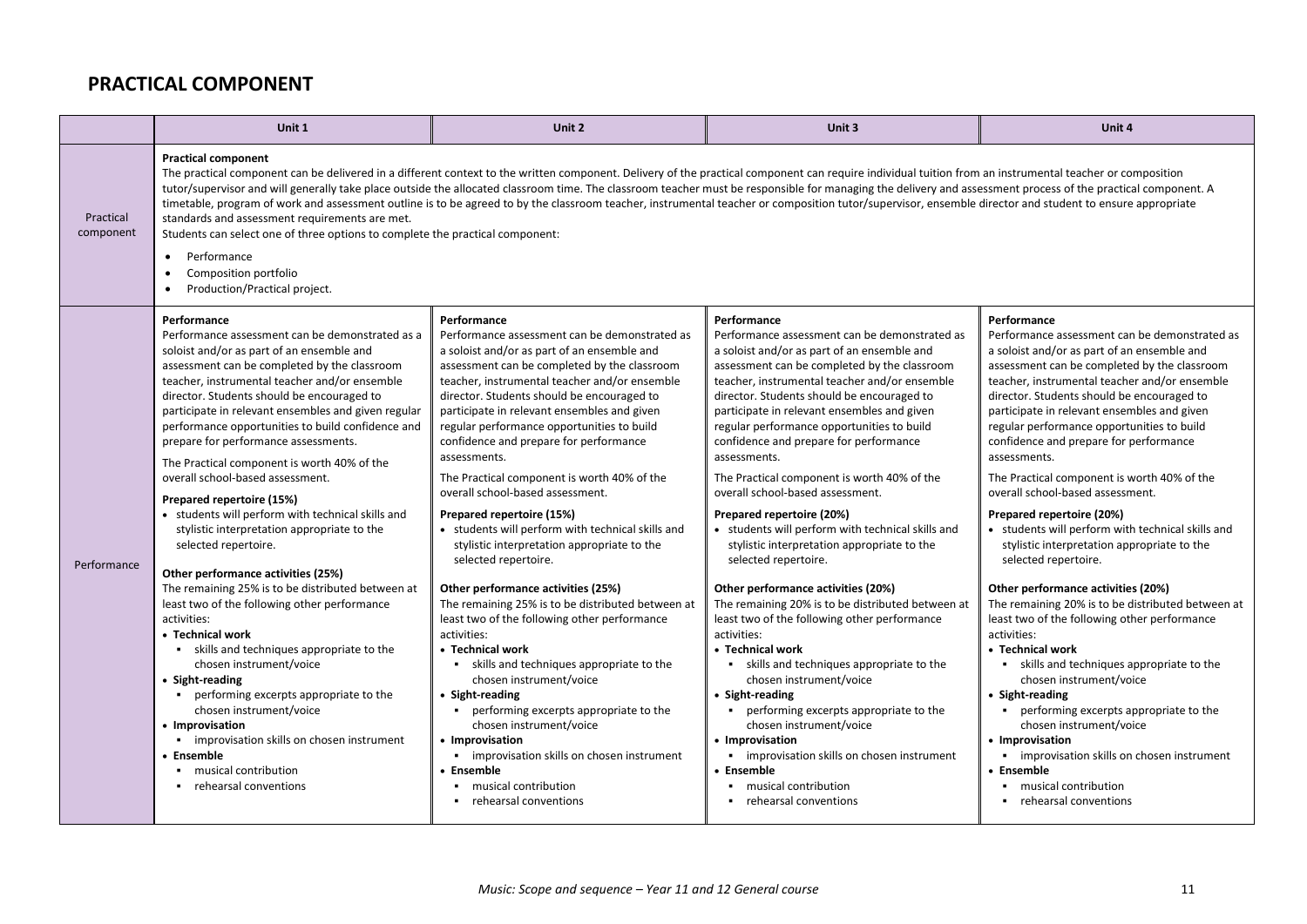## PRACTICAL COMPONENT

| | Unit 1 | Unit 2 | Unit 3 | Unit 4 |
|---|---|---|---|---|
| Practical component | **Practical component**<br>The practical component can be delivered in a different context to the written component. Delivery of the practical component can require individual tuition from an instrumental teacher or composition tutor/supervisor and will generally take place outside the allocated classroom time. The classroom teacher must be responsible for managing the delivery and assessment process of the practical component. A timetable, program of work and assessment outline is to be agreed to by the classroom teacher, instrumental teacher or composition tutor/supervisor, ensemble director and student to ensure appropriate standards and assessment requirements are met.<br>Students can select one of three options to complete the practical component:<br>• Performance<br>• Composition portfolio<br>• Production/Practical project. | | | |
| Performance | **Performance**<br>Performance assessment can be demonstrated as a soloist and/or as part of an ensemble and assessment can be completed by the classroom teacher, instrumental teacher and/or ensemble director. Students should be encouraged to participate in relevant ensembles and given regular performance opportunities to build confidence and prepare for performance assessments.<br>The Practical component is worth 40% of the overall school-based assessment.<br>**Prepared repertoire (15%)**<br>• students will perform with technical skills and stylistic interpretation appropriate to the selected repertoire.<br>**Other performance activities (25%)**<br>The remaining 25% is to be distributed between at least two of the following other performance activities:<br>• **Technical work**<br>▪ skills and techniques appropriate to the chosen instrument/voice<br>• **Sight-reading**<br>▪ performing excerpts appropriate to the chosen instrument/voice<br>• **Improvisation**<br>▪ improvisation skills on chosen instrument<br>• **Ensemble**<br>▪ musical contribution<br>▪ rehearsal conventions | **Performance**<br>Performance assessment can be demonstrated as a soloist and/or as part of an ensemble and assessment can be completed by the classroom teacher, instrumental teacher and/or ensemble director. Students should be encouraged to participate in relevant ensembles and given regular performance opportunities to build confidence and prepare for performance assessments.<br>The Practical component is worth 40% of the overall school-based assessment.<br>**Prepared repertoire (15%)**<br>• students will perform with technical skills and stylistic interpretation appropriate to the selected repertoire.<br>**Other performance activities (25%)**<br>The remaining 25% is to be distributed between at least two of the following other performance activities:<br>• **Technical work**<br>▪ skills and techniques appropriate to the chosen instrument/voice<br>• **Sight-reading**<br>▪ performing excerpts appropriate to the chosen instrument/voice<br>• **Improvisation**<br>▪ improvisation skills on chosen instrument<br>• **Ensemble**<br>▪ musical contribution<br>▪ rehearsal conventions | **Performance**<br>Performance assessment can be demonstrated as a soloist and/or as part of an ensemble and assessment can be completed by the classroom teacher, instrumental teacher and/or ensemble director. Students should be encouraged to participate in relevant ensembles and given regular performance opportunities to build confidence and prepare for performance assessments.<br>The Practical component is worth 40% of the overall school-based assessment.<br>**Prepared repertoire (20%)**<br>• students will perform with technical skills and stylistic interpretation appropriate to the selected repertoire.<br>**Other performance activities (20%)**<br>The remaining 20% is to be distributed between at least two of the following other performance activities:<br>• **Technical work**<br>▪ skills and techniques appropriate to the chosen instrument/voice<br>• **Sight-reading**<br>▪ performing excerpts appropriate to the chosen instrument/voice<br>• **Improvisation**<br>▪ improvisation skills on chosen instrument<br>• **Ensemble**<br>▪ musical contribution<br>▪ rehearsal conventions | **Performance**<br>Performance assessment can be demonstrated as a soloist and/or as part of an ensemble and assessment can be completed by the classroom teacher, instrumental teacher and/or ensemble director. Students should be encouraged to participate in relevant ensembles and given regular performance opportunities to build confidence and prepare for performance assessments.<br>The Practical component is worth 40% of the overall school-based assessment.<br>**Prepared repertoire (20%)**<br>• students will perform with technical skills and stylistic interpretation appropriate to the selected repertoire.<br>**Other performance activities (20%)**<br>The remaining 20% is to be distributed between at least two of the following other performance activities:<br>• **Technical work**<br>▪ skills and techniques appropriate to the chosen instrument/voice<br>• **Sight-reading**<br>▪ performing excerpts appropriate to the chosen instrument/voice<br>• **Improvisation**<br>▪ improvisation skills on chosen instrument<br>• **Ensemble**<br>▪ musical contribution<br>▪ rehearsal conventions |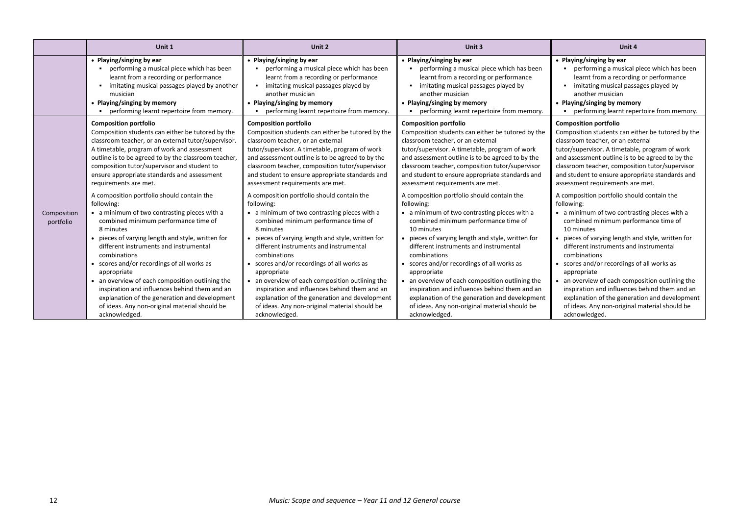| | Unit 1 | Unit 2 | Unit 3 | Unit 4 |
|---|---|---|---|---|
| | • **Playing/singing by ear**<br>▪ performing a musical piece which has been learnt from a recording or performance<br>▪ imitating musical passages played by another musician<br>• **Playing/singing by memory**<br>▪ performing learnt repertoire from memory. | • **Playing/singing by ear**<br>▪ performing a musical piece which has been learnt from a recording or performance<br>▪ imitating musical passages played by another musician<br>• **Playing/singing by memory**<br>▪ performing learnt repertoire from memory. | • **Playing/singing by ear**<br>▪ performing a musical piece which has been learnt from a recording or performance<br>▪ imitating musical passages played by another musician<br>• **Playing/singing by memory**<br>▪ performing learnt repertoire from memory. | • **Playing/singing by ear**<br>▪ performing a musical piece which has been learnt from a recording or performance<br>▪ imitating musical passages played by another musician<br>• **Playing/singing by memory**<br>▪ performing learnt repertoire from memory. |
| Composition portfolio | **Composition portfolio**<br>Composition students can either be tutored by the classroom teacher, or an external tutor/supervisor. A timetable, program of work and assessment outline is to be agreed to by the classroom teacher, composition tutor/supervisor and student to ensure appropriate standards and assessment requirements are met.<br>A composition portfolio should contain the following:<br>• a minimum of two contrasting pieces with a combined minimum performance time of 8 minutes<br>• pieces of varying length and style, written for different instruments and instrumental combinations<br>• scores and/or recordings of all works as appropriate<br>• an overview of each composition outlining the inspiration and influences behind them and an explanation of the generation and development of ideas. Any non-original material should be acknowledged. | **Composition portfolio**<br>Composition students can either be tutored by the classroom teacher, or an external tutor/supervisor. A timetable, program of work and assessment outline is to be agreed to by the classroom teacher, composition tutor/supervisor and student to ensure appropriate standards and assessment requirements are met.<br>A composition portfolio should contain the following:<br>• a minimum of two contrasting pieces with a combined minimum performance time of 8 minutes<br>• pieces of varying length and style, written for different instruments and instrumental combinations<br>• scores and/or recordings of all works as appropriate<br>• an overview of each composition outlining the inspiration and influences behind them and an explanation of the generation and development of ideas. Any non-original material should be acknowledged. | **Composition portfolio**<br>Composition students can either be tutored by the classroom teacher, or an external tutor/supervisor. A timetable, program of work and assessment outline is to be agreed to by the classroom teacher, composition tutor/supervisor and student to ensure appropriate standards and assessment requirements are met.<br>A composition portfolio should contain the following:<br>• a minimum of two contrasting pieces with a combined minimum performance time of 10 minutes<br>• pieces of varying length and style, written for different instruments and instrumental combinations<br>• scores and/or recordings of all works as appropriate<br>• an overview of each composition outlining the inspiration and influences behind them and an explanation of the generation and development of ideas. Any non-original material should be acknowledged. | **Composition portfolio**<br>Composition students can either be tutored by the classroom teacher, or an external tutor/supervisor. A timetable, program of work and assessment outline is to be agreed to by the classroom teacher, composition tutor/supervisor and student to ensure appropriate standards and assessment requirements are met.<br>A composition portfolio should contain the following:<br>• a minimum of two contrasting pieces with a combined minimum performance time of 10 minutes<br>• pieces of varying length and style, written for different instruments and instrumental combinations<br>• scores and/or recordings of all works as appropriate<br>• an overview of each composition outlining the inspiration and influences behind them and an explanation of the generation and development of ideas. Any non-original material should be acknowledged. |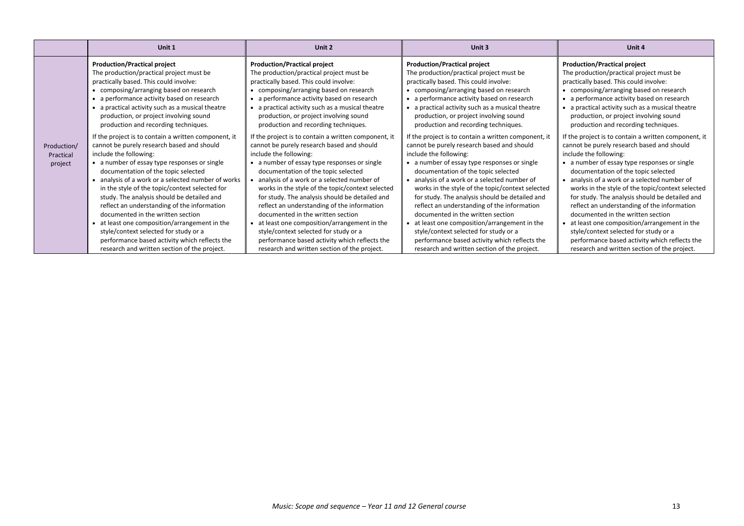| | Unit 1 | Unit 2 | Unit 3 | Unit 4 |
|---|---|---|---|---|
| Production/ Practical project | **Production/Practical project**<br>The production/practical project must be practically based. This could involve:<br>• composing/arranging based on research<br>• a performance activity based on research<br>• a practical activity such as a musical theatre production, or project involving sound production and recording techniques.<br>If the project is to contain a written component, it cannot be purely research based and should include the following:<br>• a number of essay type responses or single documentation of the topic selected<br>• analysis of a work or a selected number of works in the style of the topic/context selected for study. The analysis should be detailed and reflect an understanding of the information documented in the written section<br>• at least one composition/arrangement in the style/context selected for study or a performance based activity which reflects the research and written section of the project. | **Production/Practical project**<br>The production/practical project must be practically based. This could involve:<br>• composing/arranging based on research<br>• a performance activity based on research<br>• a practical activity such as a musical theatre production, or project involving sound production and recording techniques.<br>If the project is to contain a written component, it cannot be purely research based and should include the following:<br>• a number of essay type responses or single documentation of the topic selected<br>• analysis of a work or a selected number of works in the style of the topic/context selected for study. The analysis should be detailed and reflect an understanding of the information documented in the written section<br>• at least one composition/arrangement in the style/context selected for study or a performance based activity which reflects the research and written section of the project. | **Production/Practical project**<br>The production/practical project must be practically based. This could involve:<br>• composing/arranging based on research<br>• a performance activity based on research<br>• a practical activity such as a musical theatre production, or project involving sound production and recording techniques.<br>If the project is to contain a written component, it cannot be purely research based and should include the following:<br>• a number of essay type responses or single documentation of the topic selected<br>• analysis of a work or a selected number of works in the style of the topic/context selected for study. The analysis should be detailed and reflect an understanding of the information documented in the written section<br>• at least one composition/arrangement in the style/context selected for study or a performance based activity which reflects the research and written section of the project. | **Production/Practical project**<br>The production/practical project must be practically based. This could involve:<br>• composing/arranging based on research<br>• a performance activity based on research<br>• a practical activity such as a musical theatre production, or project involving sound production and recording techniques.<br>If the project is to contain a written component, it cannot be purely research based and should include the following:<br>• a number of essay type responses or single documentation of the topic selected<br>• analysis of a work or a selected number of works in the style of the topic/context selected for study. The analysis should be detailed and reflect an understanding of the information documented in the written section<br>• at least one composition/arrangement in the style/context selected for study or a performance based activity which reflects the research and written section of the project. |